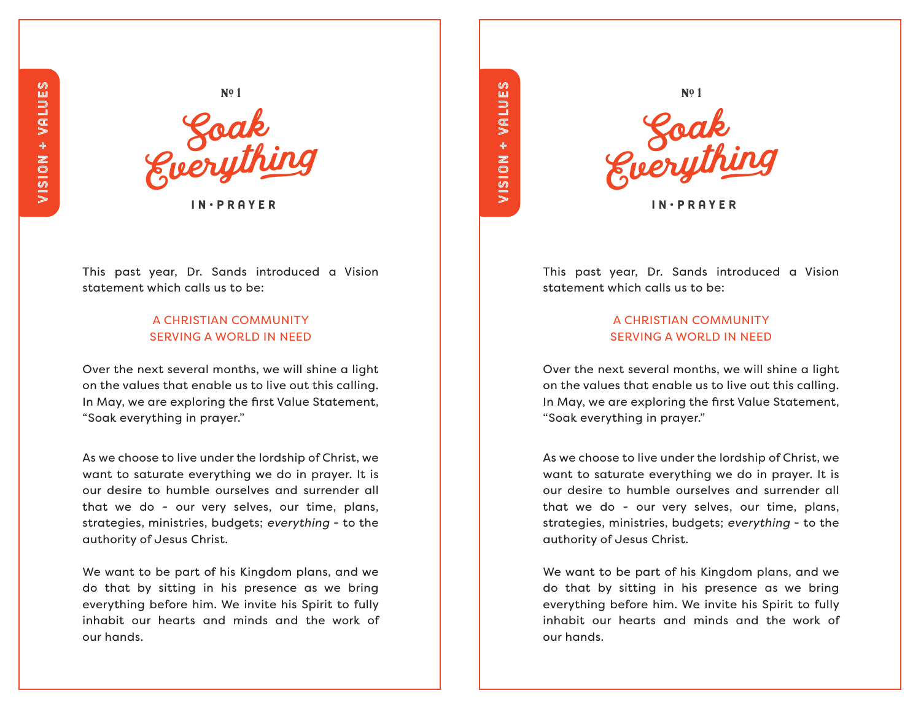VISION + VALUES

Nº 1

# Soak Everything

IN · PRAYER

This past year, Dr. Sands introduced a Vision statement which calls us to be:

A CHRISTIAN COMMUNITY
SERVING A WORLD IN NEED

Over the next several months, we will shine a light on the values that enable us to live out this calling. In May, we are exploring the first Value Statement, "Soak everything in prayer."

As we choose to live under the lordship of Christ, we want to saturate everything we do in prayer. It is our desire to humble ourselves and surrender all that we do - our very selves, our time, plans, strategies, ministries, budgets; *everything* - to the authority of Jesus Christ.

We want to be part of his Kingdom plans, and we do that by sitting in his presence as we bring everything before him. We invite his Spirit to fully inhabit our hearts and minds and the work of our hands.

VISION + VALUES

Nº 1

# Soak Everything

IN · PRAYER

This past year, Dr. Sands introduced a Vision statement which calls us to be:

A CHRISTIAN COMMUNITY
SERVING A WORLD IN NEED

Over the next several months, we will shine a light on the values that enable us to live out this calling. In May, we are exploring the first Value Statement, "Soak everything in prayer."

As we choose to live under the lordship of Christ, we want to saturate everything we do in prayer. It is our desire to humble ourselves and surrender all that we do - our very selves, our time, plans, strategies, ministries, budgets; *everything* - to the authority of Jesus Christ.

We want to be part of his Kingdom plans, and we do that by sitting in his presence as we bring everything before him. We invite his Spirit to fully inhabit our hearts and minds and the work of our hands.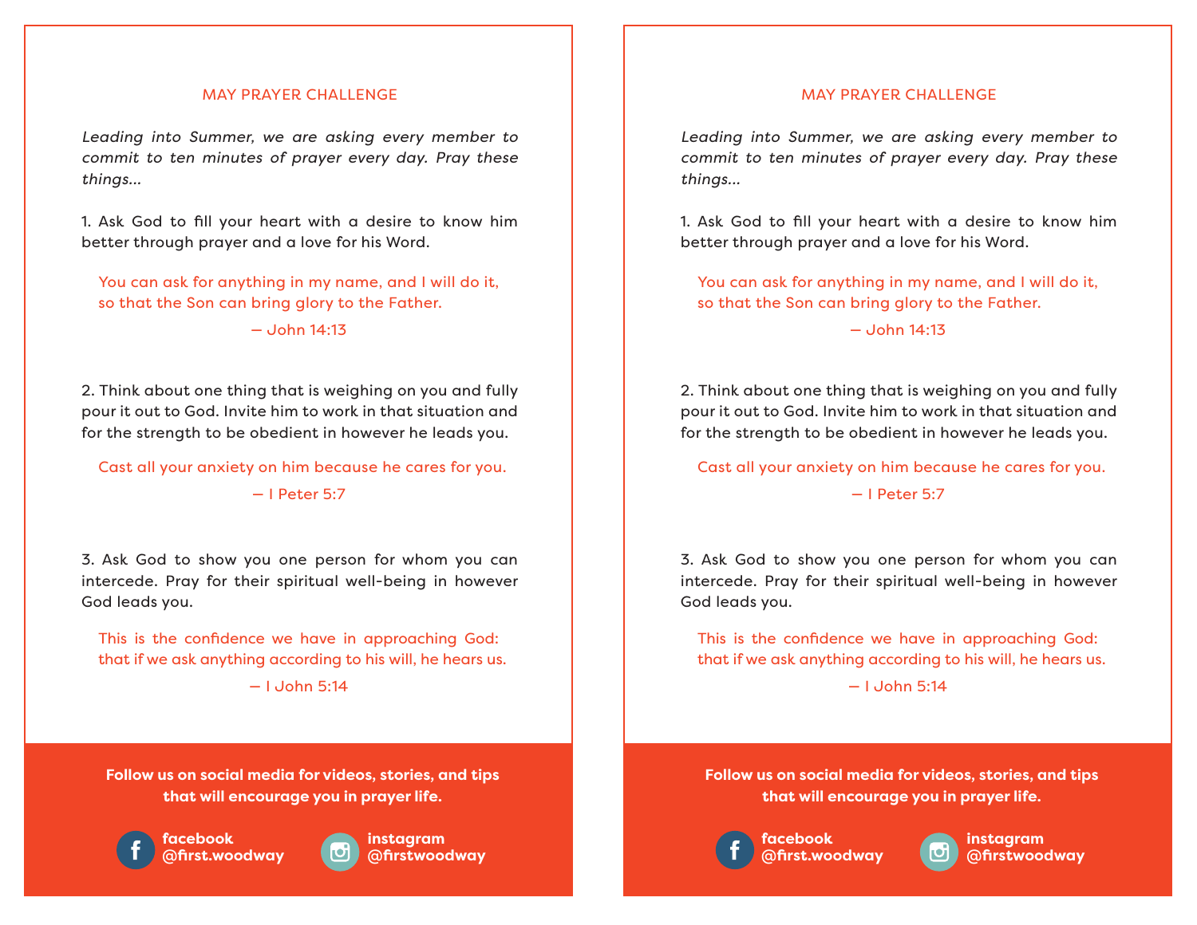## MAY PRAYER CHALLENGE

*Leading into Summer, we are asking every member to commit to ten minutes of prayer every day. Pray these things...*

1. Ask God to fill your heart with a desire to know him better through prayer and a love for his Word.

> You can ask for anything in my name, and I will do it, so that the Son can bring glory to the Father.
>
> — John 14:13

2. Think about one thing that is weighing on you and fully pour it out to God. Invite him to work in that situation and for the strength to be obedient in however he leads you.

> Cast all your anxiety on him because he cares for you.
>
> — I Peter 5:7

3. Ask God to show you one person for whom you can intercede. Pray for their spiritual well-being in however God leads you.

> This is the confidence we have in approaching God: that if we ask anything according to his will, he hears us.
>
> — I John 5:14

**Follow us on social media for videos, stories, and tips that will encourage you in prayer life.**

**facebook @first.woodway**

**instagram @firstwoodway**

## MAY PRAYER CHALLENGE

*Leading into Summer, we are asking every member to commit to ten minutes of prayer every day. Pray these things...*

1. Ask God to fill your heart with a desire to know him better through prayer and a love for his Word.

> You can ask for anything in my name, and I will do it, so that the Son can bring glory to the Father.
>
> — John 14:13

2. Think about one thing that is weighing on you and fully pour it out to God. Invite him to work in that situation and for the strength to be obedient in however he leads you.

> Cast all your anxiety on him because he cares for you.
>
> — I Peter 5:7

3. Ask God to show you one person for whom you can intercede. Pray for their spiritual well-being in however God leads you.

> This is the confidence we have in approaching God: that if we ask anything according to his will, he hears us.
>
> — I John 5:14

**Follow us on social media for videos, stories, and tips that will encourage you in prayer life.**

**facebook @first.woodway**

**instagram @firstwoodway**